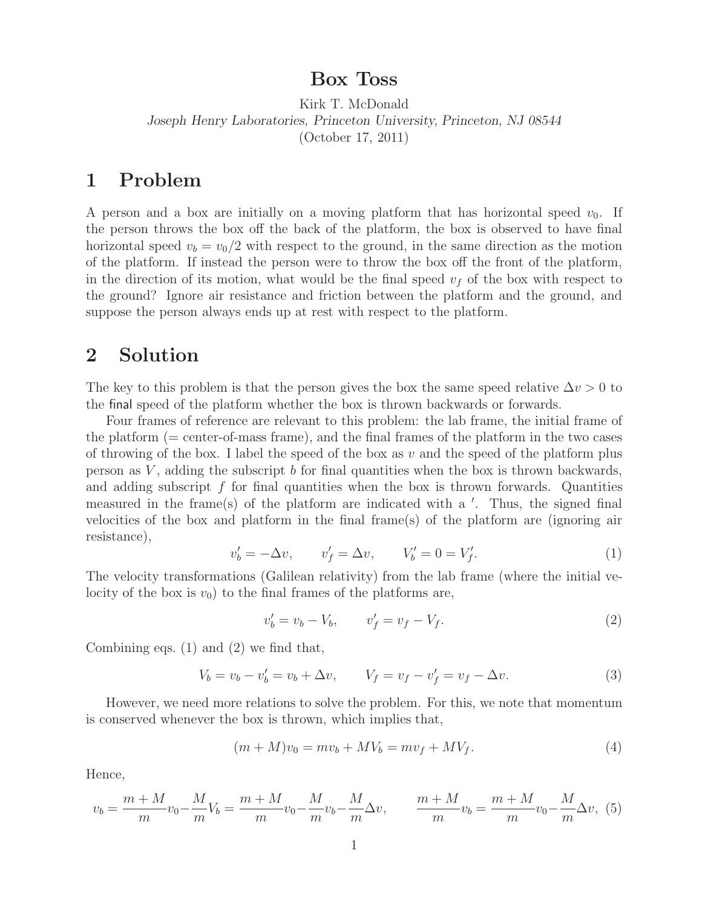# Box Toss

Kirk T. McDonald

*Joseph Henry Laboratories, Princeton University, Princeton, NJ 08544*

(October 17, 2011)

## 1 Problem

A person and a box are initially on a moving platform that has horizontal speed $v_0$. If the person throws the box off the back of the platform, the box is observed to have final horizontal speed $v_b = v_0/2$ with respect to the ground, in the same direction as the motion of the platform. If instead the person were to throw the box off the front of the platform, in the direction of its motion, what would be the final speed $v_f$ of the box with respect to the ground? Ignore air resistance and friction between the platform and the ground, and suppose the person always ends up at rest with respect to the platform.

## 2 Solution

The key to this problem is that the person gives the box the same speed relative $\Delta v > 0$ to the final speed of the platform whether the box is thrown backwards or forwards.

Four frames of reference are relevant to this problem: the lab frame, the initial frame of the platform (= center-of-mass frame), and the final frames of the platform in the two cases of throwing of the box. I label the speed of the box as $v$ and the speed of the platform plus person as $V$, adding the subscript $b$ for final quantities when the box is thrown backwards, and adding subscript $f$ for final quantities when the box is thrown forwards. Quantities measured in the frame(s) of the platform are indicated with a $'$. Thus, the signed final velocities of the box and platform in the final frame(s) of the platform are (ignoring air resistance),

$$v'_b = -\Delta v, \qquad v'_f = \Delta v, \qquad V'_b = 0 = V'_f. \tag{1}$$

The velocity transformations (Galilean relativity) from the lab frame (where the initial velocity of the box is $v_0$) to the final frames of the platforms are,

$$v'_b = v_b - V_b, \qquad v'_f = v_f - V_f. \tag{2}$$

Combining eqs. (1) and (2) we find that,

$$V_b = v_b - v'_b = v_b + \Delta v, \qquad V_f = v_f - v'_f = v_f - \Delta v. \tag{3}$$

However, we need more relations to solve the problem. For this, we note that momentum is conserved whenever the box is thrown, which implies that,

$$(m + M)v_0 = mv_b + MV_b = mv_f + MV_f. \tag{4}$$

Hence,

$$v_b = \frac{m+M}{m}v_0 - \frac{M}{m}V_b = \frac{m+M}{m}v_0 - \frac{M}{m}v_b - \frac{M}{m}\Delta v, \qquad \frac{m+M}{m}v_b = \frac{m+M}{m}v_0 - \frac{M}{m}\Delta v, \tag{5}$$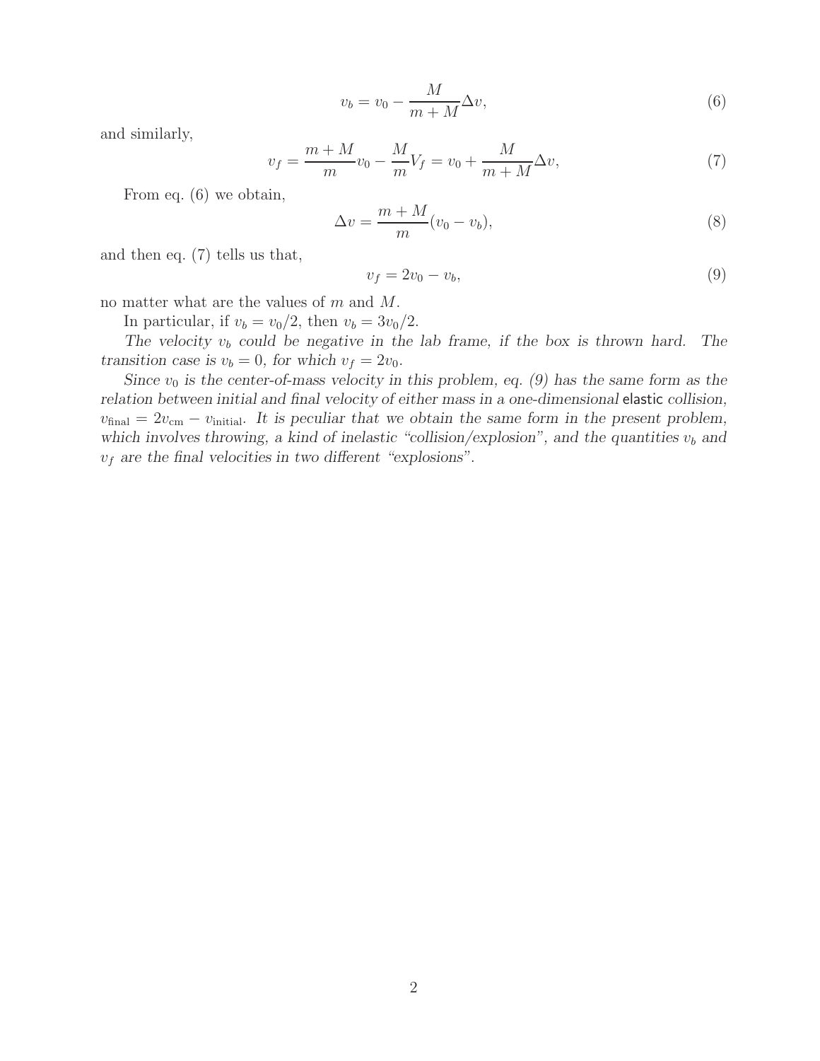$$v_b = v_0 - \frac{M}{m+M}\Delta v, \tag{6}$$

and similarly,

$$v_f = \frac{m+M}{m}v_0 - \frac{M}{m}V_f = v_0 + \frac{M}{m+M}\Delta v, \tag{7}$$

From eq. (6) we obtain,

$$\Delta v = \frac{m+M}{m}(v_0 - v_b), \tag{8}$$

and then eq. (7) tells us that,

$$v_f = 2v_0 - v_b, \tag{9}$$

no matter what are the values of $m$ and $M$.

In particular, if $v_b = v_0/2$, then $v_b = 3v_0/2$.

*The velocity $v_b$ could be negative in the lab frame, if the box is thrown hard. The transition case is $v_b = 0$, for which $v_f = 2v_0$.*

*Since $v_0$ is the center-of-mass velocity in this problem, eq. (9) has the same form as the relation between initial and final velocity of either mass in a one-dimensional elastic collision, $v_{\rm final} = 2v_{\rm cm} - v_{\rm initial}$. It is peculiar that we obtain the same form in the present problem, which involves throwing, a kind of inelastic "collision/explosion", and the quantities $v_b$ and $v_f$ are the final velocities in two different "explosions".*